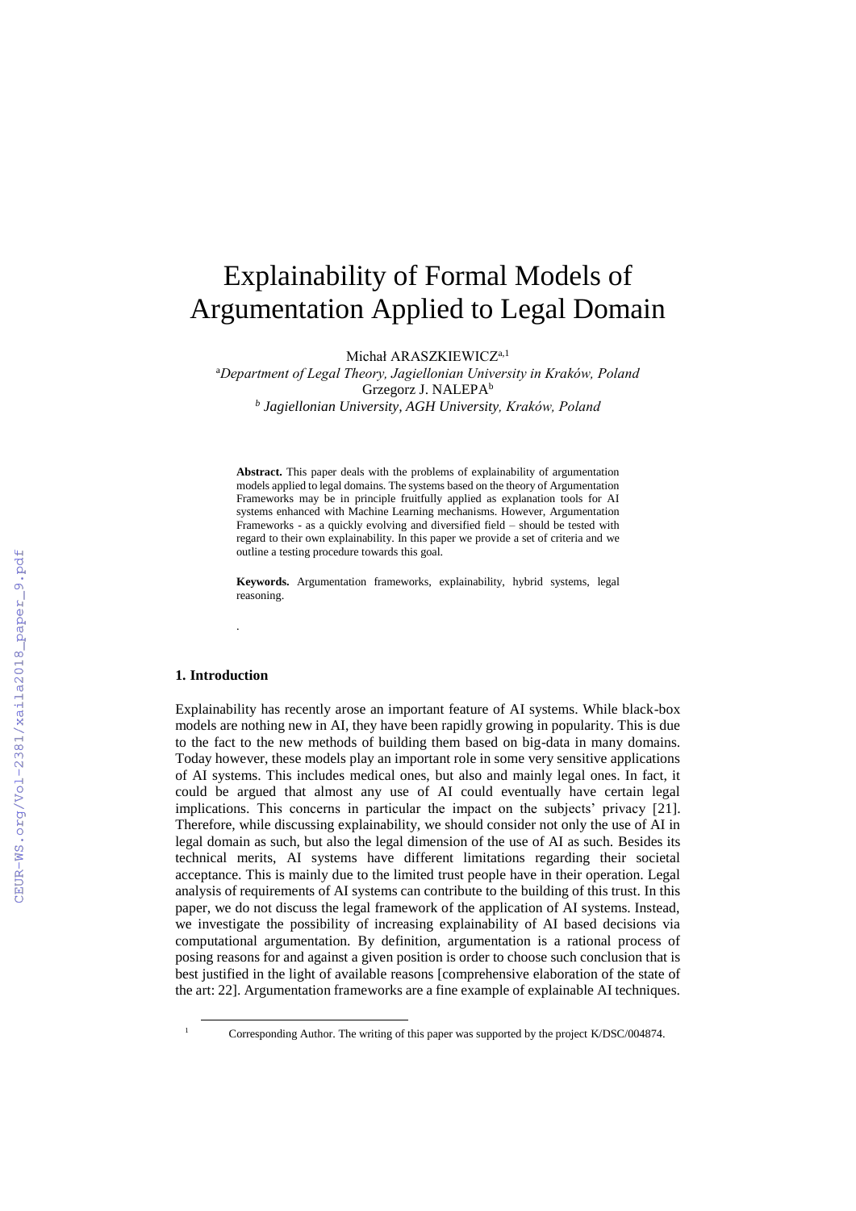# Explainability of Formal Models of Argumentation Applied to Legal Domain

Michał ARASZKIEWICZ[a,1]
[a]*Department of Legal Theory, Jagiellonian University in Kraków, Poland*
Grzegorz J. NALEPA[b]
[b] *Jagiellonian University, AGH University, Kraków, Poland*

**Abstract.** This paper deals with the problems of explainability of argumentation models applied to legal domains. The systems based on the theory of Argumentation Frameworks may be in principle fruitfully applied as explanation tools for AI systems enhanced with Machine Learning mechanisms. However, Argumentation Frameworks - as a quickly evolving and diversified field – should be tested with regard to their own explainability. In this paper we provide a set of criteria and we outline a testing procedure towards this goal.

**Keywords.** Argumentation frameworks, explainability, hybrid systems, legal reasoning.

.

## 1. Introduction

Explainability has recently arose an important feature of AI systems. While black-box models are nothing new in AI, they have been rapidly growing in popularity. This is due to the fact to the new methods of building them based on big-data in many domains. Today however, these models play an important role in some very sensitive applications of AI systems. This includes medical ones, but also and mainly legal ones. In fact, it could be argued that almost any use of AI could eventually have certain legal implications. This concerns in particular the impact on the subjects' privacy [21]. Therefore, while discussing explainability, we should consider not only the use of AI in legal domain as such, but also the legal dimension of the use of AI as such. Besides its technical merits, AI systems have different limitations regarding their societal acceptance. This is mainly due to the limited trust people have in their operation. Legal analysis of requirements of AI systems can contribute to the building of this trust. In this paper, we do not discuss the legal framework of the application of AI systems. Instead, we investigate the possibility of increasing explainability of AI based decisions via computational argumentation. By definition, argumentation is a rational process of posing reasons for and against a given position is order to choose such conclusion that is best justified in the light of available reasons [comprehensive elaboration of the state of the art: 22]. Argumentation frameworks are a fine example of explainable AI techniques.

[1] Corresponding Author. The writing of this paper was supported by the project K/DSC/004874.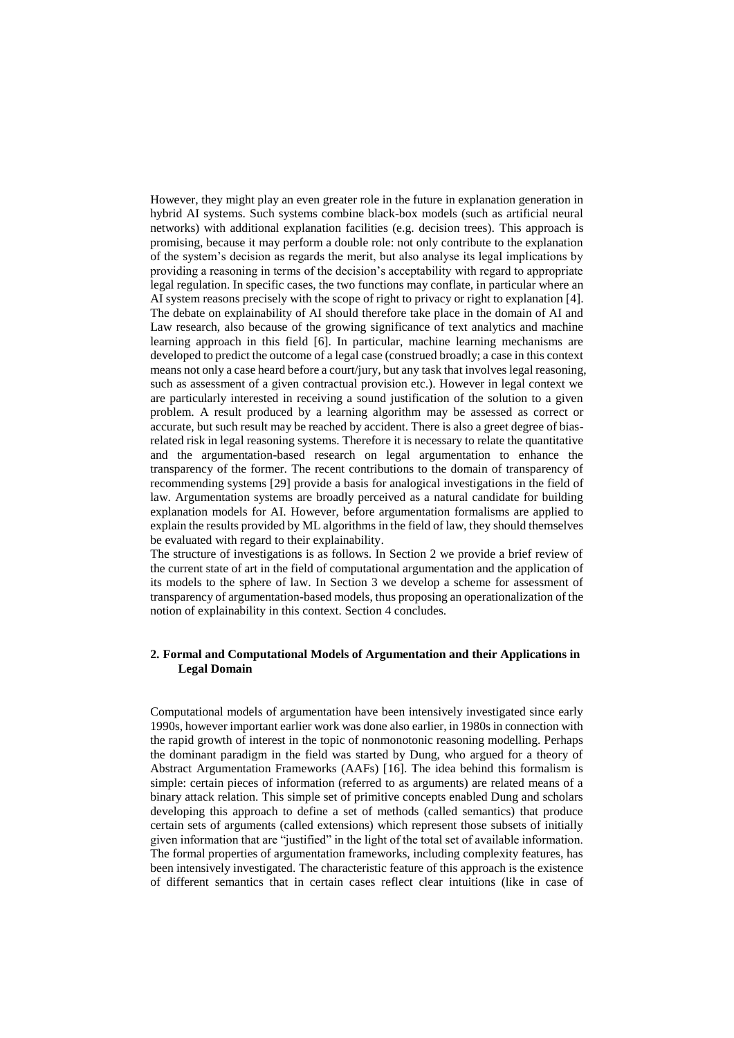However, they might play an even greater role in the future in explanation generation in hybrid AI systems. Such systems combine black-box models (such as artificial neural networks) with additional explanation facilities (e.g. decision trees). This approach is promising, because it may perform a double role: not only contribute to the explanation of the system's decision as regards the merit, but also analyse its legal implications by providing a reasoning in terms of the decision's acceptability with regard to appropriate legal regulation. In specific cases, the two functions may conflate, in particular where an AI system reasons precisely with the scope of right to privacy or right to explanation [4]. The debate on explainability of AI should therefore take place in the domain of AI and Law research, also because of the growing significance of text analytics and machine learning approach in this field [6]. In particular, machine learning mechanisms are developed to predict the outcome of a legal case (construed broadly; a case in this context means not only a case heard before a court/jury, but any task that involves legal reasoning, such as assessment of a given contractual provision etc.). However in legal context we are particularly interested in receiving a sound justification of the solution to a given problem. A result produced by a learning algorithm may be assessed as correct or accurate, but such result may be reached by accident. There is also a greet degree of bias-related risk in legal reasoning systems. Therefore it is necessary to relate the quantitative and the argumentation-based research on legal argumentation to enhance the transparency of the former. The recent contributions to the domain of transparency of recommending systems [29] provide a basis for analogical investigations in the field of law. Argumentation systems are broadly perceived as a natural candidate for building explanation models for AI. However, before argumentation formalisms are applied to explain the results provided by ML algorithms in the field of law, they should themselves be evaluated with regard to their explainability.

The structure of investigations is as follows. In Section 2 we provide a brief review of the current state of art in the field of computational argumentation and the application of its models to the sphere of law. In Section 3 we develop a scheme for assessment of transparency of argumentation-based models, thus proposing an operationalization of the notion of explainability in this context. Section 4 concludes.

## 2. Formal and Computational Models of Argumentation and their Applications in Legal Domain

Computational models of argumentation have been intensively investigated since early 1990s, however important earlier work was done also earlier, in 1980s in connection with the rapid growth of interest in the topic of nonmonotonic reasoning modelling. Perhaps the dominant paradigm in the field was started by Dung, who argued for a theory of Abstract Argumentation Frameworks (AAFs) [16]. The idea behind this formalism is simple: certain pieces of information (referred to as arguments) are related means of a binary attack relation. This simple set of primitive concepts enabled Dung and scholars developing this approach to define a set of methods (called semantics) that produce certain sets of arguments (called extensions) which represent those subsets of initially given information that are "justified" in the light of the total set of available information. The formal properties of argumentation frameworks, including complexity features, has been intensively investigated. The characteristic feature of this approach is the existence of different semantics that in certain cases reflect clear intuitions (like in case of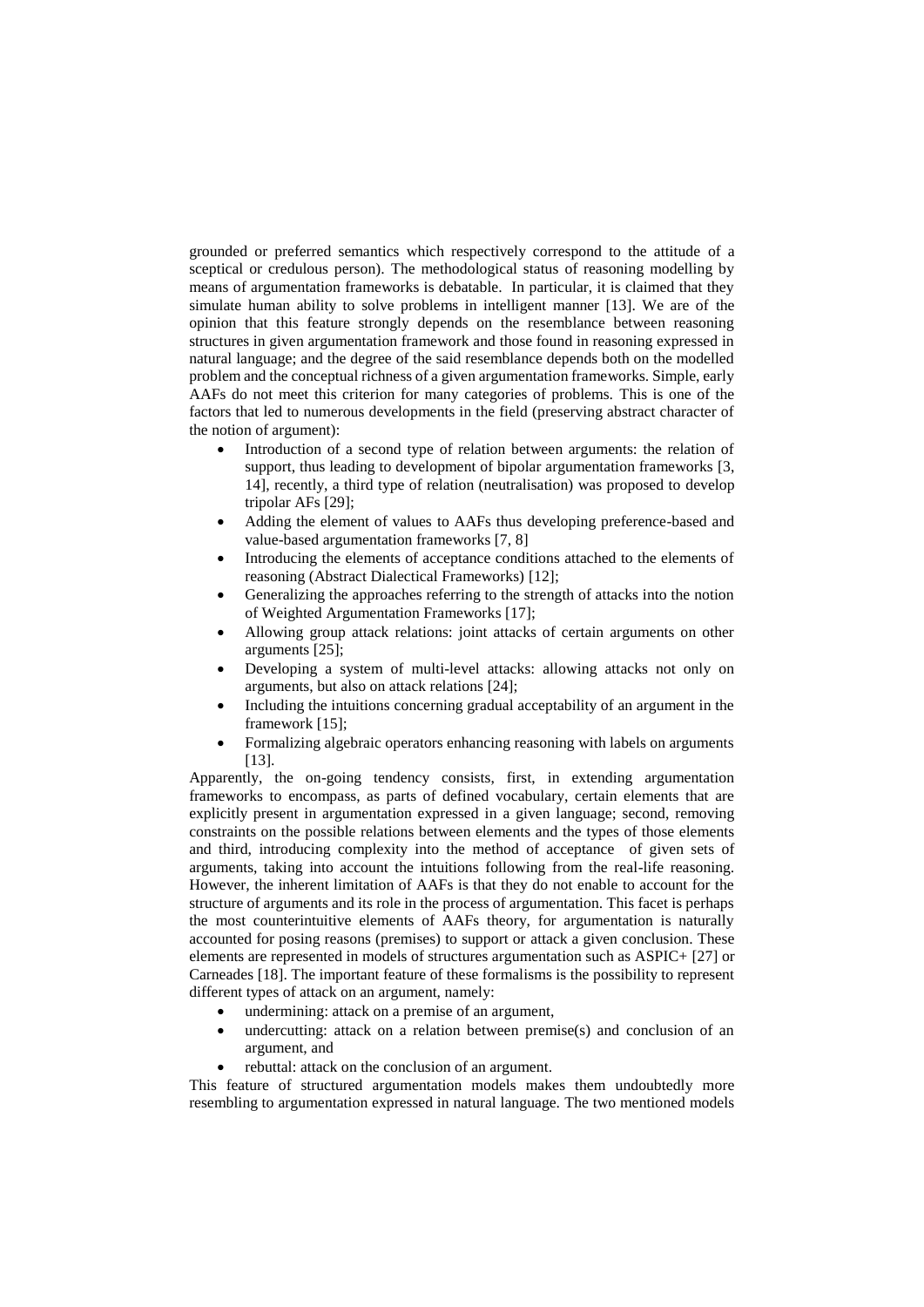grounded or preferred semantics which respectively correspond to the attitude of a sceptical or credulous person). The methodological status of reasoning modelling by means of argumentation frameworks is debatable. In particular, it is claimed that they simulate human ability to solve problems in intelligent manner [13]. We are of the opinion that this feature strongly depends on the resemblance between reasoning structures in given argumentation framework and those found in reasoning expressed in natural language; and the degree of the said resemblance depends both on the modelled problem and the conceptual richness of a given argumentation frameworks. Simple, early AAFs do not meet this criterion for many categories of problems. This is one of the factors that led to numerous developments in the field (preserving abstract character of the notion of argument):

- Introduction of a second type of relation between arguments: the relation of support, thus leading to development of bipolar argumentation frameworks [3, 14], recently, a third type of relation (neutralisation) was proposed to develop tripolar AFs [29];
- Adding the element of values to AAFs thus developing preference-based and value-based argumentation frameworks [7, 8]
- Introducing the elements of acceptance conditions attached to the elements of reasoning (Abstract Dialectical Frameworks) [12];
- Generalizing the approaches referring to the strength of attacks into the notion of Weighted Argumentation Frameworks [17];
- Allowing group attack relations: joint attacks of certain arguments on other arguments [25];
- Developing a system of multi-level attacks: allowing attacks not only on arguments, but also on attack relations [24];
- Including the intuitions concerning gradual acceptability of an argument in the framework [15];
- Formalizing algebraic operators enhancing reasoning with labels on arguments [13].

Apparently, the on-going tendency consists, first, in extending argumentation frameworks to encompass, as parts of defined vocabulary, certain elements that are explicitly present in argumentation expressed in a given language; second, removing constraints on the possible relations between elements and the types of those elements and third, introducing complexity into the method of acceptance of given sets of arguments, taking into account the intuitions following from the real-life reasoning. However, the inherent limitation of AAFs is that they do not enable to account for the structure of arguments and its role in the process of argumentation. This facet is perhaps the most counterintuitive elements of AAFs theory, for argumentation is naturally accounted for posing reasons (premises) to support or attack a given conclusion. These elements are represented in models of structures argumentation such as ASPIC+ [27] or Carneades [18]. The important feature of these formalisms is the possibility to represent different types of attack on an argument, namely:

- undermining: attack on a premise of an argument,
- undercutting: attack on a relation between premise(s) and conclusion of an argument, and
- rebuttal: attack on the conclusion of an argument.

This feature of structured argumentation models makes them undoubtedly more resembling to argumentation expressed in natural language. The two mentioned models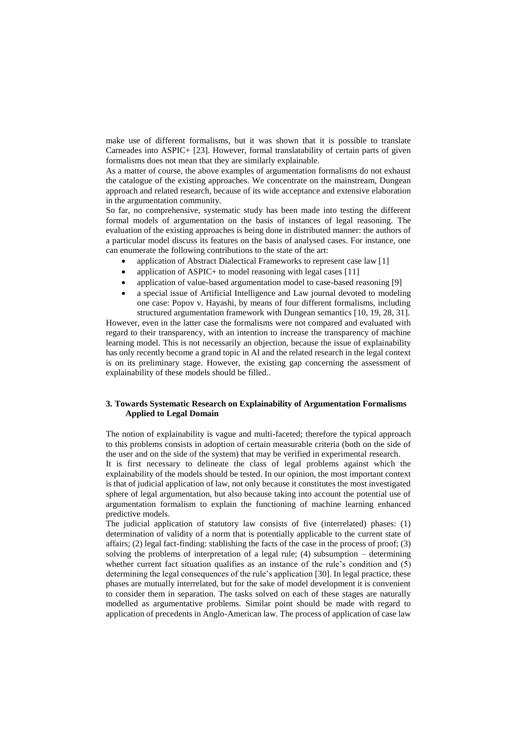make use of different formalisms, but it was shown that it is possible to translate Carneades into ASPIC+ [23]. However, formal translatability of certain parts of given formalisms does not mean that they are similarly explainable.

As a matter of course, the above examples of argumentation formalisms do not exhaust the catalogue of the existing approaches. We concentrate on the mainstream, Dungean approach and related research, because of its wide acceptance and extensive elaboration in the argumentation community.

So far, no comprehensive, systematic study has been made into testing the different formal models of argumentation on the basis of instances of legal reasoning. The evaluation of the existing approaches is being done in distributed manner: the authors of a particular model discuss its features on the basis of analysed cases. For instance, one can enumerate the following contributions to the state of the art:

- application of Abstract Dialectical Frameworks to represent case law [1]
- application of ASPIC+ to model reasoning with legal cases [11]
- application of value-based argumentation model to case-based reasoning [9]
- a special issue of Artificial Intelligence and Law journal devoted to modeling one case: Popov v. Hayashi, by means of four different formalisms, including structured argumentation framework with Dungean semantics [10, 19, 28, 31].

However, even in the latter case the formalisms were not compared and evaluated with regard to their transparency, with an intention to increase the transparency of machine learning model. This is not necessarily an objection, because the issue of explainability has only recently become a grand topic in AI and the related research in the legal context is on its preliminary stage. However, the existing gap concerning the assessment of explainability of these models should be filled..

## 3. Towards Systematic Research on Explainability of Argumentation Formalisms Applied to Legal Domain

The notion of explainability is vague and multi-faceted; therefore the typical approach to this problems consists in adoption of certain measurable criteria (both on the side of the user and on the side of the system) that may be verified in experimental research.

It is first necessary to delineate the class of legal problems against which the explainability of the models should be tested. In our opinion, the most important context is that of judicial application of law, not only because it constitutes the most investigated sphere of legal argumentation, but also because taking into account the potential use of argumentation formalism to explain the functioning of machine learning enhanced predictive models.

The judicial application of statutory law consists of five (interrelated) phases: (1) determination of validity of a norm that is potentially applicable to the current state of affairs; (2) legal fact-finding: stablishing the facts of the case in the process of proof; (3) solving the problems of interpretation of a legal rule; (4) subsumption – determining whether current fact situation qualifies as an instance of the rule's condition and (5) determining the legal consequences of the rule's application [30]. In legal practice, these phases are mutually interrelated, but for the sake of model development it is convenient to consider them in separation. The tasks solved on each of these stages are naturally modelled as argumentative problems. Similar point should be made with regard to application of precedents in Anglo-American law. The process of application of case law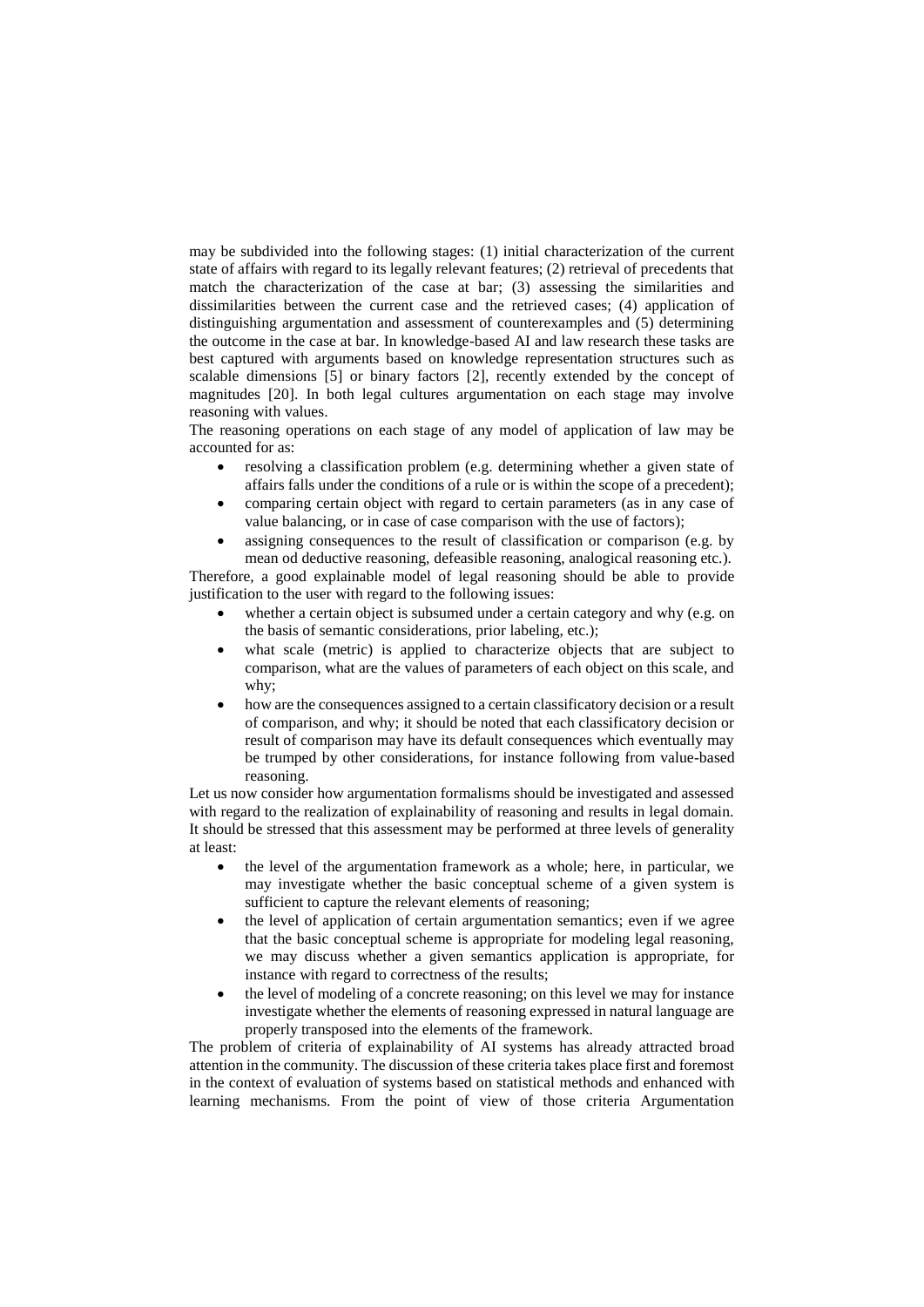may be subdivided into the following stages: (1) initial characterization of the current state of affairs with regard to its legally relevant features; (2) retrieval of precedents that match the characterization of the case at bar; (3) assessing the similarities and dissimilarities between the current case and the retrieved cases; (4) application of distinguishing argumentation and assessment of counterexamples and (5) determining the outcome in the case at bar. In knowledge-based AI and law research these tasks are best captured with arguments based on knowledge representation structures such as scalable dimensions [5] or binary factors [2], recently extended by the concept of magnitudes [20]. In both legal cultures argumentation on each stage may involve reasoning with values.

The reasoning operations on each stage of any model of application of law may be accounted for as:

- resolving a classification problem (e.g. determining whether a given state of affairs falls under the conditions of a rule or is within the scope of a precedent);
- comparing certain object with regard to certain parameters (as in any case of value balancing, or in case of case comparison with the use of factors);
- assigning consequences to the result of classification or comparison (e.g. by mean od deductive reasoning, defeasible reasoning, analogical reasoning etc.).

Therefore, a good explainable model of legal reasoning should be able to provide justification to the user with regard to the following issues:

- whether a certain object is subsumed under a certain category and why (e.g. on the basis of semantic considerations, prior labeling, etc.);
- what scale (metric) is applied to characterize objects that are subject to comparison, what are the values of parameters of each object on this scale, and why;
- how are the consequences assigned to a certain classificatory decision or a result of comparison, and why; it should be noted that each classificatory decision or result of comparison may have its default consequences which eventually may be trumped by other considerations, for instance following from value-based reasoning.

Let us now consider how argumentation formalisms should be investigated and assessed with regard to the realization of explainability of reasoning and results in legal domain. It should be stressed that this assessment may be performed at three levels of generality at least:

- the level of the argumentation framework as a whole; here, in particular, we may investigate whether the basic conceptual scheme of a given system is sufficient to capture the relevant elements of reasoning;
- the level of application of certain argumentation semantics; even if we agree that the basic conceptual scheme is appropriate for modeling legal reasoning, we may discuss whether a given semantics application is appropriate, for instance with regard to correctness of the results;
- the level of modeling of a concrete reasoning; on this level we may for instance investigate whether the elements of reasoning expressed in natural language are properly transposed into the elements of the framework.

The problem of criteria of explainability of AI systems has already attracted broad attention in the community. The discussion of these criteria takes place first and foremost in the context of evaluation of systems based on statistical methods and enhanced with learning mechanisms. From the point of view of those criteria Argumentation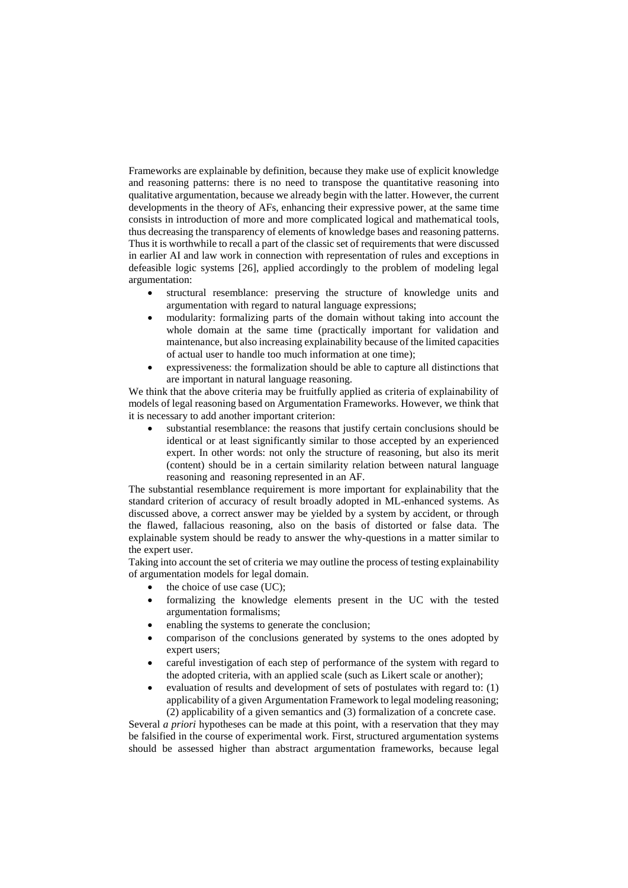Frameworks are explainable by definition, because they make use of explicit knowledge and reasoning patterns: there is no need to transpose the quantitative reasoning into qualitative argumentation, because we already begin with the latter. However, the current developments in the theory of AFs, enhancing their expressive power, at the same time consists in introduction of more and more complicated logical and mathematical tools, thus decreasing the transparency of elements of knowledge bases and reasoning patterns. Thus it is worthwhile to recall a part of the classic set of requirements that were discussed in earlier AI and law work in connection with representation of rules and exceptions in defeasible logic systems [26], applied accordingly to the problem of modeling legal argumentation:

- structural resemblance: preserving the structure of knowledge units and argumentation with regard to natural language expressions;
- modularity: formalizing parts of the domain without taking into account the whole domain at the same time (practically important for validation and maintenance, but also increasing explainability because of the limited capacities of actual user to handle too much information at one time);
- expressiveness: the formalization should be able to capture all distinctions that are important in natural language reasoning.

We think that the above criteria may be fruitfully applied as criteria of explainability of models of legal reasoning based on Argumentation Frameworks. However, we think that it is necessary to add another important criterion:

- substantial resemblance: the reasons that justify certain conclusions should be identical or at least significantly similar to those accepted by an experienced expert. In other words: not only the structure of reasoning, but also its merit (content) should be in a certain similarity relation between natural language reasoning and reasoning represented in an AF.

The substantial resemblance requirement is more important for explainability that the standard criterion of accuracy of result broadly adopted in ML-enhanced systems. As discussed above, a correct answer may be yielded by a system by accident, or through the flawed, fallacious reasoning, also on the basis of distorted or false data. The explainable system should be ready to answer the why-questions in a matter similar to the expert user.

Taking into account the set of criteria we may outline the process of testing explainability of argumentation models for legal domain.

- the choice of use case (UC);
- formalizing the knowledge elements present in the UC with the tested argumentation formalisms;
- enabling the systems to generate the conclusion;
- comparison of the conclusions generated by systems to the ones adopted by expert users;
- careful investigation of each step of performance of the system with regard to the adopted criteria, with an applied scale (such as Likert scale or another);
- evaluation of results and development of sets of postulates with regard to: (1) applicability of a given Argumentation Framework to legal modeling reasoning; (2) applicability of a given semantics and (3) formalization of a concrete case.

Several *a priori* hypotheses can be made at this point, with a reservation that they may be falsified in the course of experimental work. First, structured argumentation systems should be assessed higher than abstract argumentation frameworks, because legal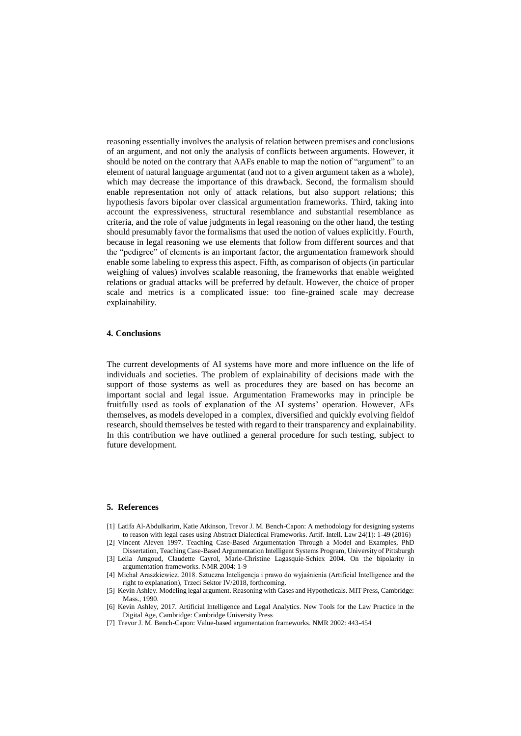reasoning essentially involves the analysis of relation between premises and conclusions of an argument, and not only the analysis of conflicts between arguments. However, it should be noted on the contrary that AAFs enable to map the notion of "argument" to an element of natural language argumentat (and not to a given argument taken as a whole), which may decrease the importance of this drawback. Second, the formalism should enable representation not only of attack relations, but also support relations; this hypothesis favors bipolar over classical argumentation frameworks. Third, taking into account the expressiveness, structural resemblance and substantial resemblance as criteria, and the role of value judgments in legal reasoning on the other hand, the testing should presumably favor the formalisms that used the notion of values explicitly. Fourth, because in legal reasoning we use elements that follow from different sources and that the "pedigree" of elements is an important factor, the argumentation framework should enable some labeling to express this aspect. Fifth, as comparison of objects (in particular weighing of values) involves scalable reasoning, the frameworks that enable weighted relations or gradual attacks will be preferred by default. However, the choice of proper scale and metrics is a complicated issue: too fine-grained scale may decrease explainability.

## 4. Conclusions

The current developments of AI systems have more and more influence on the life of individuals and societies. The problem of explainability of decisions made with the support of those systems as well as procedures they are based on has become an important social and legal issue. Argumentation Frameworks may in principle be fruitfully used as tools of explanation of the AI systems' operation. However, AFs themselves, as models developed in a complex, diversified and quickly evolving fieldof research, should themselves be tested with regard to their transparency and explainability. In this contribution we have outlined a general procedure for such testing, subject to future development.

## 5. References

[1] Latifa Al-Abdulkarim, Katie Atkinson, Trevor J. M. Bench-Capon: A methodology for designing systems to reason with legal cases using Abstract Dialectical Frameworks. Artif. Intell. Law 24(1): 1-49 (2016)

[2] Vincent Aleven 1997. Teaching Case-Based Argumentation Through a Model and Examples, PhD Dissertation, Teaching Case-Based Argumentation Intelligent Systems Program, University of Pittsburgh

[3] Leila Amgoud, Claudette Cayrol, Marie-Christine Lagasquie-Schiex 2004. On the bipolarity in argumentation frameworks. NMR 2004: 1-9

[4] Michał Araszkiewicz. 2018. Sztuczna Inteligencja i prawo do wyjaśnienia (Artificial Intelligence and the right to explanation), Trzeci Sektor IV/2018, forthcoming.

[5] Kevin Ashley. Modeling legal argument. Reasoning with Cases and Hypotheticals. MIT Press, Cambridge: Mass., 1990.

[6] Kevin Ashley, 2017. Artificial Intelligence and Legal Analytics. New Tools for the Law Practice in the Digital Age, Cambridge: Cambridge University Press

[7] Trevor J. M. Bench-Capon: Value-based argumentation frameworks. NMR 2002: 443-454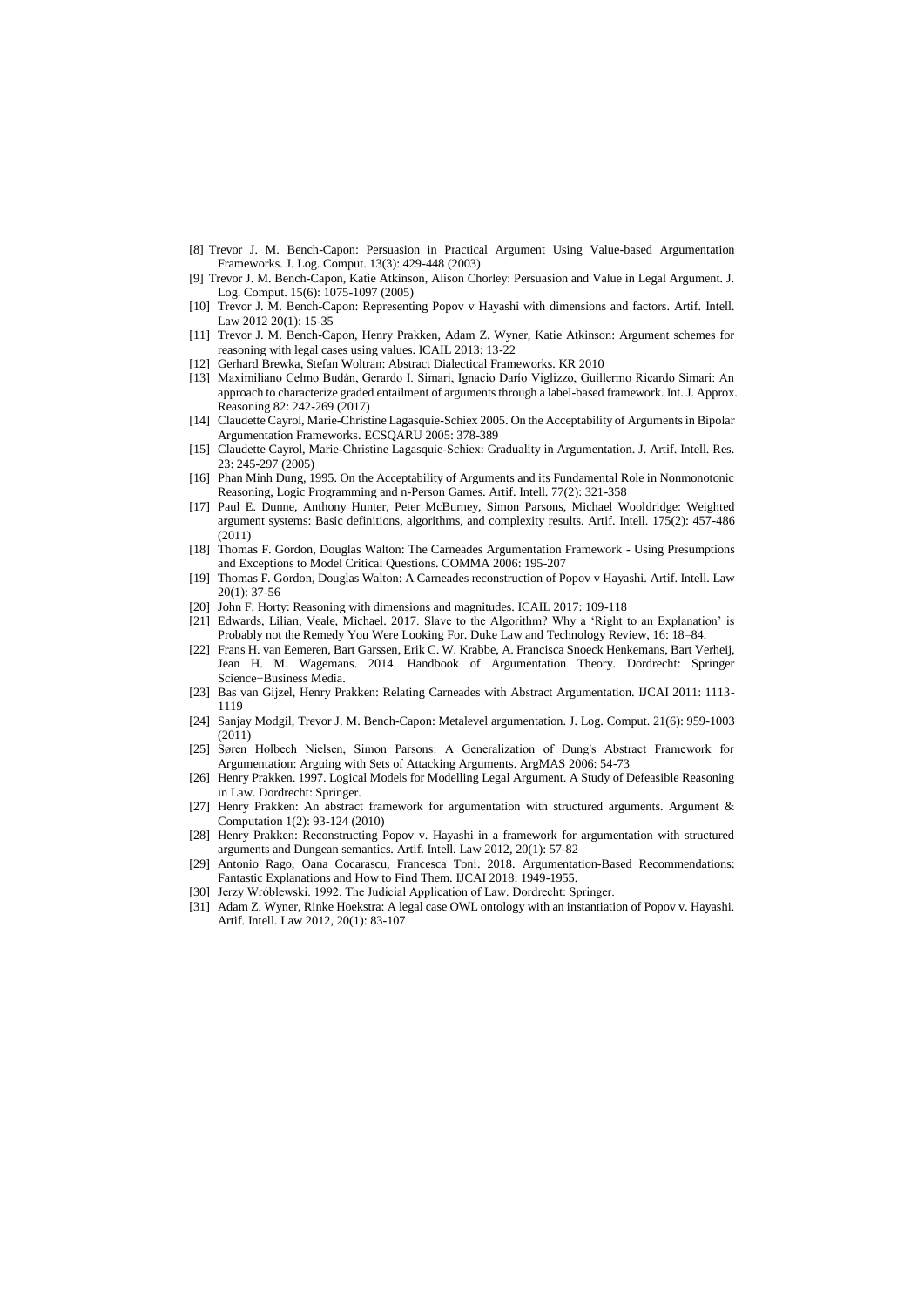[8] Trevor J. M. Bench-Capon: Persuasion in Practical Argument Using Value-based Argumentation Frameworks. J. Log. Comput. 13(3): 429-448 (2003)

[9] Trevor J. M. Bench-Capon, Katie Atkinson, Alison Chorley: Persuasion and Value in Legal Argument. J. Log. Comput. 15(6): 1075-1097 (2005)

[10] Trevor J. M. Bench-Capon: Representing Popov v Hayashi with dimensions and factors. Artif. Intell. Law 2012 20(1): 15-35

[11] Trevor J. M. Bench-Capon, Henry Prakken, Adam Z. Wyner, Katie Atkinson: Argument schemes for reasoning with legal cases using values. ICAIL 2013: 13-22

[12] Gerhard Brewka, Stefan Woltran: Abstract Dialectical Frameworks. KR 2010

[13] Maximiliano Celmo Budán, Gerardo I. Simari, Ignacio Darío Viglizzo, Guillermo Ricardo Simari: An approach to characterize graded entailment of arguments through a label-based framework. Int. J. Approx. Reasoning 82: 242-269 (2017)

[14] Claudette Cayrol, Marie-Christine Lagasquie-Schiex 2005. On the Acceptability of Arguments in Bipolar Argumentation Frameworks. ECSQARU 2005: 378-389

[15] Claudette Cayrol, Marie-Christine Lagasquie-Schiex: Graduality in Argumentation. J. Artif. Intell. Res. 23: 245-297 (2005)

[16] Phan Minh Dung, 1995. On the Acceptability of Arguments and its Fundamental Role in Nonmonotonic Reasoning, Logic Programming and n-Person Games. Artif. Intell. 77(2): 321-358

[17] Paul E. Dunne, Anthony Hunter, Peter McBurney, Simon Parsons, Michael Wooldridge: Weighted argument systems: Basic definitions, algorithms, and complexity results. Artif. Intell. 175(2): 457-486 (2011)

[18] Thomas F. Gordon, Douglas Walton: The Carneades Argumentation Framework - Using Presumptions and Exceptions to Model Critical Questions. COMMA 2006: 195-207

[19] Thomas F. Gordon, Douglas Walton: A Carneades reconstruction of Popov v Hayashi. Artif. Intell. Law 20(1): 37-56

[20] John F. Horty: Reasoning with dimensions and magnitudes. ICAIL 2017: 109-118

[21] Edwards, Lilian, Veale, Michael. 2017. Slave to the Algorithm? Why a 'Right to an Explanation' is Probably not the Remedy You Were Looking For. Duke Law and Technology Review, 16: 18–84.

[22] Frans H. van Eemeren, Bart Garssen, Erik C. W. Krabbe, A. Francisca Snoeck Henkemans, Bart Verheij, Jean H. M. Wagemans. 2014. Handbook of Argumentation Theory. Dordrecht: Springer Science+Business Media.

[23] Bas van Gijzel, Henry Prakken: Relating Carneades with Abstract Argumentation. IJCAI 2011: 1113-1119

[24] Sanjay Modgil, Trevor J. M. Bench-Capon: Metalevel argumentation. J. Log. Comput. 21(6): 959-1003 (2011)

[25] Søren Holbech Nielsen, Simon Parsons: A Generalization of Dung's Abstract Framework for Argumentation: Arguing with Sets of Attacking Arguments. ArgMAS 2006: 54-73

[26] Henry Prakken. 1997. Logical Models for Modelling Legal Argument. A Study of Defeasible Reasoning in Law. Dordrecht: Springer.

[27] Henry Prakken: An abstract framework for argumentation with structured arguments. Argument & Computation 1(2): 93-124 (2010)

[28] Henry Prakken: Reconstructing Popov v. Hayashi in a framework for argumentation with structured arguments and Dungean semantics. Artif. Intell. Law 2012, 20(1): 57-82

[29] Antonio Rago, Oana Cocarascu, Francesca Toni. 2018. Argumentation-Based Recommendations: Fantastic Explanations and How to Find Them. IJCAI 2018: 1949-1955.

[30] Jerzy Wróblewski. 1992. The Judicial Application of Law. Dordrecht: Springer.

[31] Adam Z. Wyner, Rinke Hoekstra: A legal case OWL ontology with an instantiation of Popov v. Hayashi. Artif. Intell. Law 2012, 20(1): 83-107